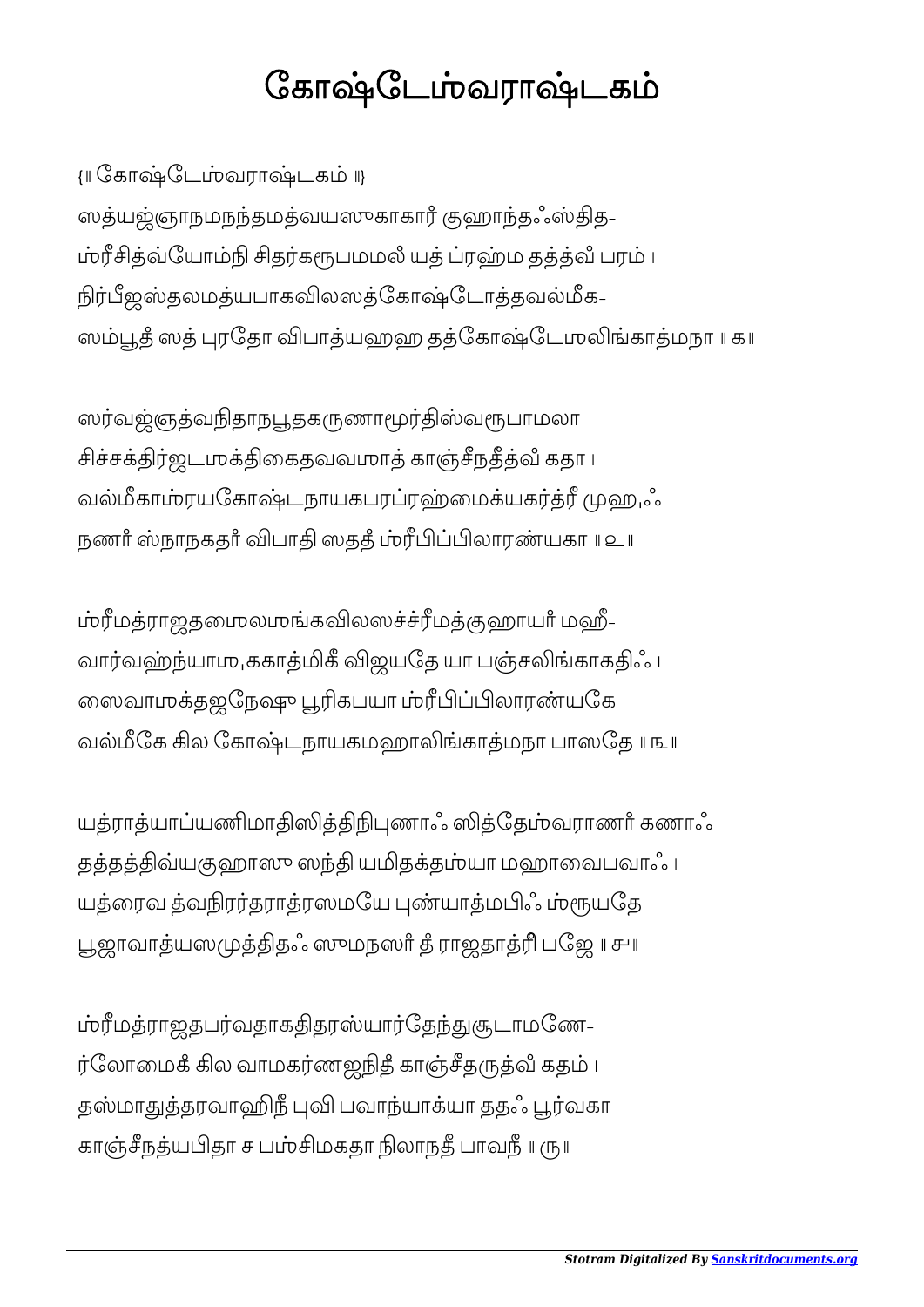# கோஷ்டேம்வராஷ்டகம்

{॥ கோஷ்டேம்வராஷ்டகம் ॥}

ஸத்யஜ்ஞாநமநந்தமத்வயஸுகாகார் குஹாந்த꞉ஸ்தித-
ம்ரீசித்வ்யோம்நி சிதர்கரூபமமல் யத் ப்ரஹ்ம தத்த்வ் பரம் ।
நிர்பீஜஸ்தலமத்யபாகவிலஸத்கோஷ்டோத்தவல்மீக-
ஸம்பூதீ ஸத் புரதோ விபாத்யஹஹ தத்கோஷ்டேமலிங்காத்மநா ॥ க ॥

ஸர்வஜ்ஞத்வநிதாநபூதகருணாமூர்திஸ்வரூபாமலா
சிச்சக்திர்ஜடமக்திகைதவவமாத் காஞ்சீநதீத்வ் கதா ।
வல்மீகாம்ரயகோஷ்டநாயகபரப்ரஹ்மைக்யகர்த்ரீ முஹு꞉
நணாம் ஸ்நாநகதாம் விபாதி ஸததீ ம்ரீபிப்பிலாரண்யகா ॥ உ ॥

ம்ரீமத்ராஜதமைலமங்கவிலஸச்ச்ரீமத்குஹாயாம் மஹீ-
வார்வஹ்நயாம,ககாத்மிகீ விஜயதே யா பஞ்சலிங்காகதி꞉ ।
ஸைவாமக்தஜநேஷு பூரிகபயா ம்ரீபிப்பிலாரண்யகே
வல்மீகே கில கோஷ்டநாயகமஹாலிங்காத்மநா பாஸதே ॥ ந ॥

யத்ராத்யாப்யணிமாதிஸித்திநிபுணா꞉ ஸித்தேம்வராணாம் கணா꞉
தத்தத்திவ்யகுஹாஸு ஸந்தி யமிதக்தம்யா மஹாவைபவா꞉ ।
யத்ரைவ த்வநிரர்தராத்ரஸமயே புண்யாத்மபி꞉ ம்ரூயதே
பூஜாவாத்யஸமுத்தித꞉ ஸுமநஸாம் தீ ராஜதாத்ரீ பஜே ॥ ச ॥

ம்ரீமத்ராஜதபர்வதாகதிதரஸ்யார்தேந்துசூடாமணே-
ர்லோமைகீ கில வாமகர்ணஜநிதீ காஞ்சீதருத்வ் கதம் ।
தஸ்மாதுத்தரவாஹிநீ புவி பவாந்யாக்யா தத꞉ பூர்வகா
காஞ்சீநத்யபிதா ச பம்சிமகதா நிலாநதீ பாவநீ ॥ ரு ॥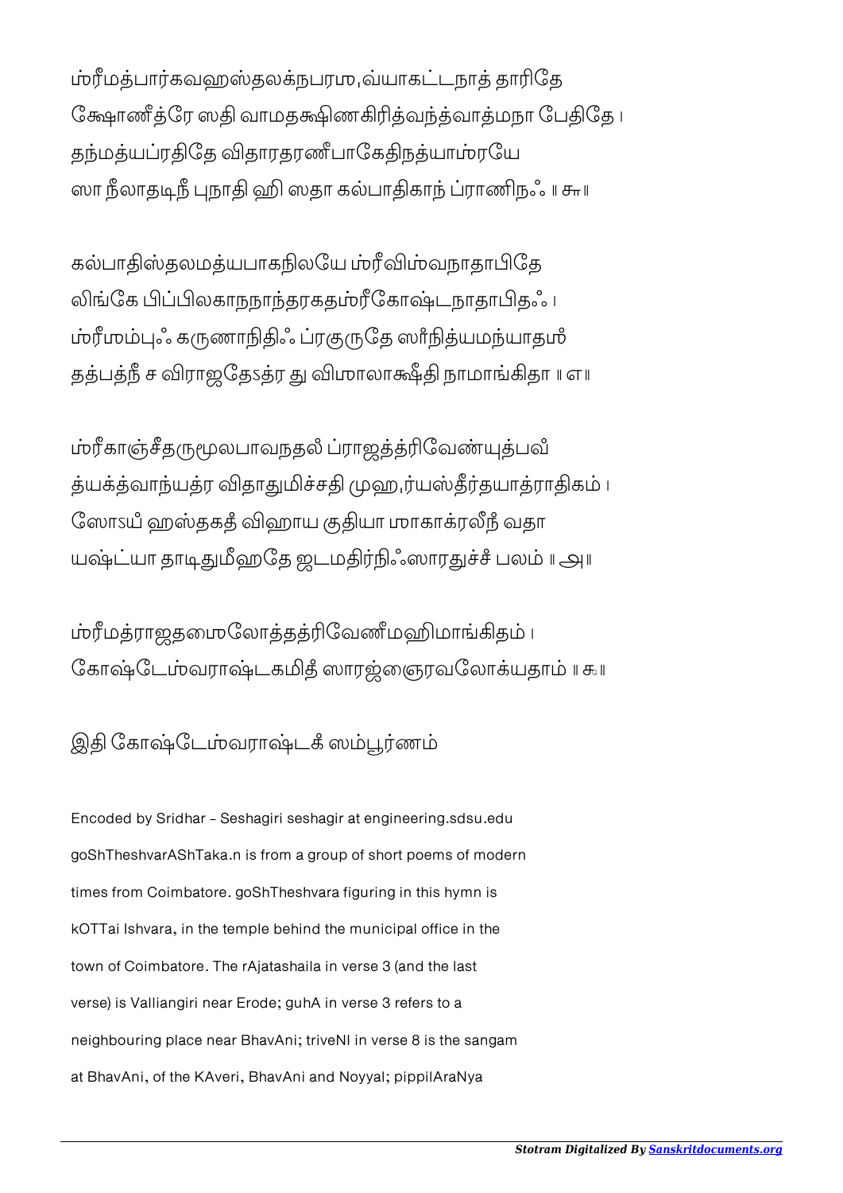ஶ்ரீமத்பார்கவஹஸ்தலக்நபரஶு,வ்யாகட்டநாத் தாரிதே
க்ஷோணீத்ரே ஸதி வாமதக்ஷிணகிரித்வந்த்வாத்மநா பேதிதே ।
தந்மத்யப்ரதிதே விதாரதரணீபாகேதிநத்யாஶ்ரயே
ஸா நீலாதடிநீ புநாதி ஹி ஸதா கல்பாதிகாந் ப்ராணிந꞉ ॥ ௬॥

கல்பாதிஸ்தலமத்யபாகநிலயே ஶ்ரீவிஶ்வநாதாபிதே
லிங்கே பிப்பிலகாநநாந்தரகதஶ்ரீகோஷ்டநாதாபித꞉ ।
ஶ்ரீஶம்பு꞉ கருணாநிதி꞉ ப்ரகுருதே ஸாந்நித்யமந்யாதஶீ
தத்பத்நீ ச விராஜதேऽத்ர து விஶாலாக்ஷீதி நாமாங்கிதா ॥ ௭॥

ஶ்ரீகாஞ்சீதருமூலபாவநதல ப்ராஜத்த்ரிவேண்யுத்பவீ
த்யக்த்வாந்யத்ர விதாதுமிச்சதி முஹு,ர்யஸ்தீர்தயாத்ராதிகம் ।
ஸோऽயம் ஹஸ்தகத் விஹாய குதியா ஶாகாக்ரலீநம் வதா
யஷ்ட்யா தாடிதுமீஹதே ஜடமதிர்நி꞉ஸாரதுச்சம் பலம் ॥ ௮॥

ஶ்ரீமத்ராஜதஶைலோத்தத்ரிவேணீமஹிமாங்கிதம் ।
கோஷ்டேஶ்வராஷ்டகமிதம் ஸாரஜ்ஞைரவலோக்யதாம் ॥ ௯॥

இதி கோஷ்டேஶ்வராஷ்டகம் ஸம்பூர்ணம்

Encoded by Sridhar - Seshagiri seshagir at engineering.sdsu.edu

goShTheshvarAShTaka.n is from a group of short poems of modern times from Coimbatore. goShTheshvara figuring in this hymn is kOTTai Ishvara, in the temple behind the municipal office in the town of Coimbatore. The rAjatashaila in verse 3 (and the last verse) is Valliangiri near Erode; guhA in verse 3 refers to a neighbouring place near BhavAni; triveNI in verse 8 is the sangam at BhavAni, of the KAveri, BhavAni and Noyyal; pippilAraNya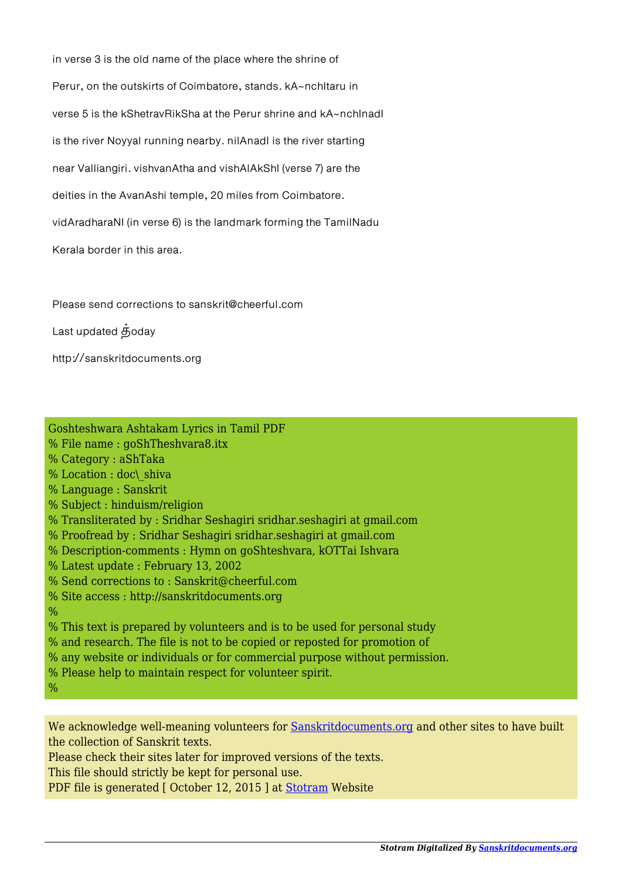in verse 3 is the old name of the place where the shrine of

Perur, on the outskirts of Coimbatore, stands. kA~nchItaru in

verse 5 is the kShetravRikSha at the Perur shrine and kA~nchInadI

is the river Noyyal running nearby. nIlAnadI is the river starting

near Valliangiri. vishvanAtha and vishAlAkShI (verse 7) are the

deities in the AvanAshi temple, 20 miles from Coimbatore.

vidAradharaNI (in verse 6) is the landmark forming the TamilNadu

Kerala border in this area.

Please send corrections to sanskrit@cheerful.com

Last updated த்oday

http://sanskritdocuments.org

Goshteshwara Ashtakam Lyrics in Tamil PDF
% File name : goShTheshvara8.itx
% Category : aShTaka
% Location : doc\_shiva
% Language : Sanskrit
% Subject : hinduism/religion
% Transliterated by : Sridhar Seshagiri sridhar.seshagiri at gmail.com
% Proofread by : Sridhar Seshagiri sridhar.seshagiri at gmail.com
% Description-comments : Hymn on goShteshvara, kOTTai Ishvara
% Latest update : February 13, 2002
% Send corrections to : Sanskrit@cheerful.com
% Site access : http://sanskritdocuments.org
%
% This text is prepared by volunteers and is to be used for personal study
% and research. The file is not to be copied or reposted for promotion of
% any website or individuals or for commercial purpose without permission.
% Please help to maintain respect for volunteer spirit.
%

We acknowledge well-meaning volunteers for Sanskritdocuments.org and other sites to have built the collection of Sanskrit texts.
Please check their sites later for improved versions of the texts.
This file should strictly be kept for personal use.
PDF file is generated [ October 12, 2015 ] at Stotram Website